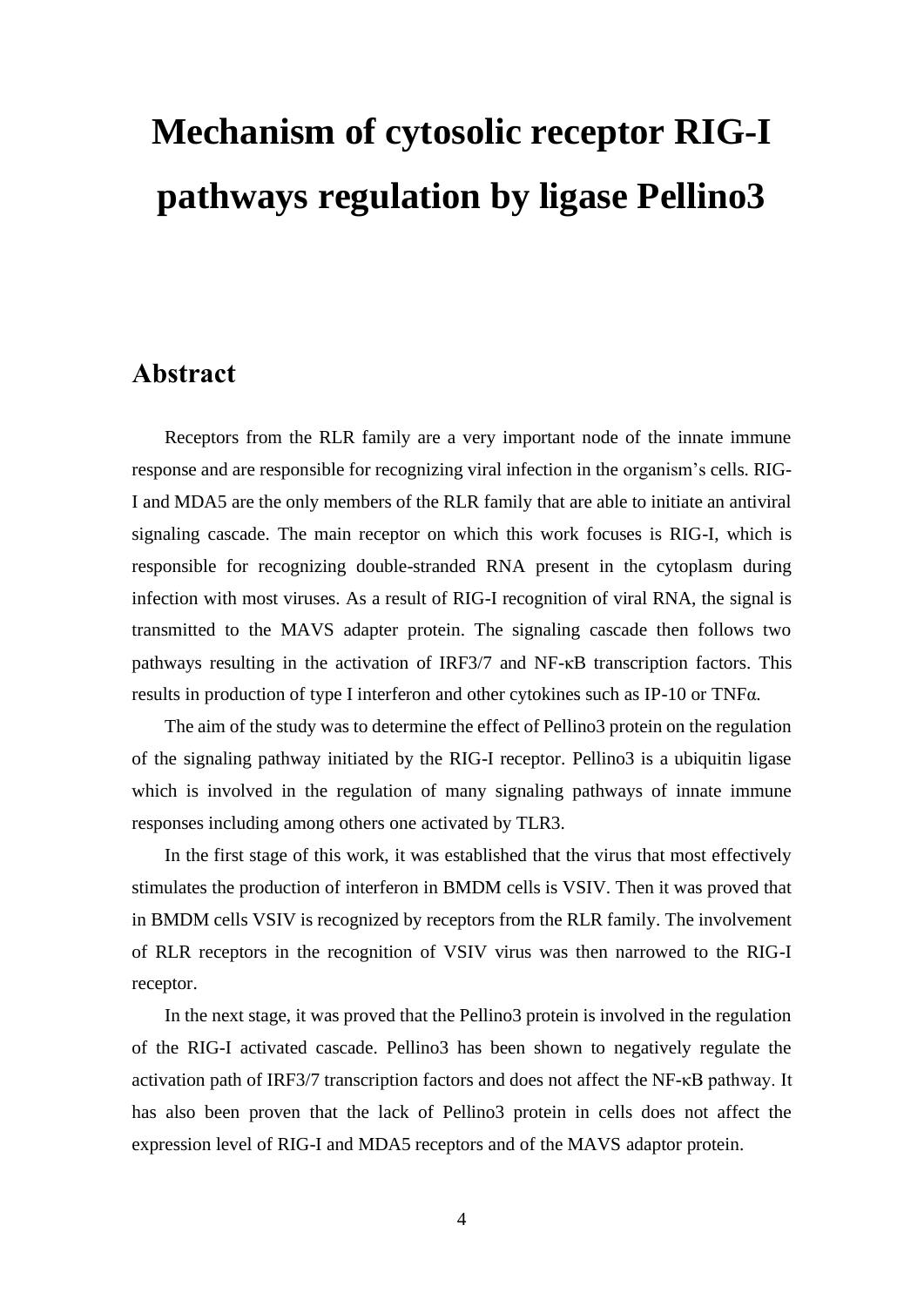# Mechanism of cytosolic receptor RIG-I pathways regulation by ligase Pellino3

## Abstract

Receptors from the RLR family are a very important node of the innate immune response and are responsible for recognizing viral infection in the organism's cells. RIG-I and MDA5 are the only members of the RLR family that are able to initiate an antiviral signaling cascade. The main receptor on which this work focuses is RIG-I, which is responsible for recognizing double-stranded RNA present in the cytoplasm during infection with most viruses. As a result of RIG-I recognition of viral RNA, the signal is transmitted to the MAVS adapter protein. The signaling cascade then follows two pathways resulting in the activation of IRF3/7 and NF-κB transcription factors. This results in production of type I interferon and other cytokines such as IP-10 or TNFα.

The aim of the study was to determine the effect of Pellino3 protein on the regulation of the signaling pathway initiated by the RIG-I receptor. Pellino3 is a ubiquitin ligase which is involved in the regulation of many signaling pathways of innate immune responses including among others one activated by TLR3.

In the first stage of this work, it was established that the virus that most effectively stimulates the production of interferon in BMDM cells is VSIV. Then it was proved that in BMDM cells VSIV is recognized by receptors from the RLR family. The involvement of RLR receptors in the recognition of VSIV virus was then narrowed to the RIG-I receptor.

In the next stage, it was proved that the Pellino3 protein is involved in the regulation of the RIG-I activated cascade. Pellino3 has been shown to negatively regulate the activation path of IRF3/7 transcription factors and does not affect the NF-κB pathway. It has also been proven that the lack of Pellino3 protein in cells does not affect the expression level of RIG-I and MDA5 receptors and of the MAVS adaptor protein.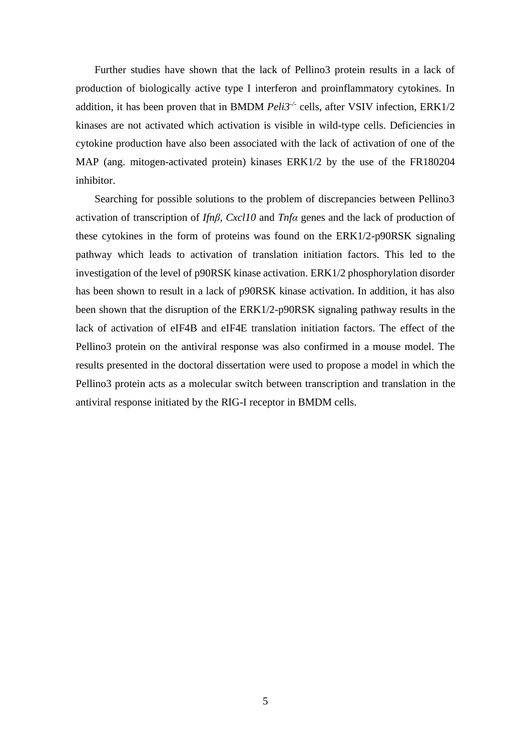Further studies have shown that the lack of Pellino3 protein results in a lack of production of biologically active type I interferon and proinflammatory cytokines. In addition, it has been proven that in BMDM *Peli3*$^{-/-}$ cells, after VSIV infection, ERK1/2 kinases are not activated which activation is visible in wild-type cells. Deficiencies in cytokine production have also been associated with the lack of activation of one of the MAP (ang. mitogen-activated protein) kinases ERK1/2 by the use of the FR180204 inhibitor.

Searching for possible solutions to the problem of discrepancies between Pellino3 activation of transcription of *Ifnβ*, *Cxcl10* and *Tnfα* genes and the lack of production of these cytokines in the form of proteins was found on the ERK1/2-p90RSK signaling pathway which leads to activation of translation initiation factors. This led to the investigation of the level of p90RSK kinase activation. ERK1/2 phosphorylation disorder has been shown to result in a lack of p90RSK kinase activation. In addition, it has also been shown that the disruption of the ERK1/2-p90RSK signaling pathway results in the lack of activation of eIF4B and eIF4E translation initiation factors. The effect of the Pellino3 protein on the antiviral response was also confirmed in a mouse model. The results presented in the doctoral dissertation were used to propose a model in which the Pellino3 protein acts as a molecular switch between transcription and translation in the antiviral response initiated by the RIG-I receptor in BMDM cells.